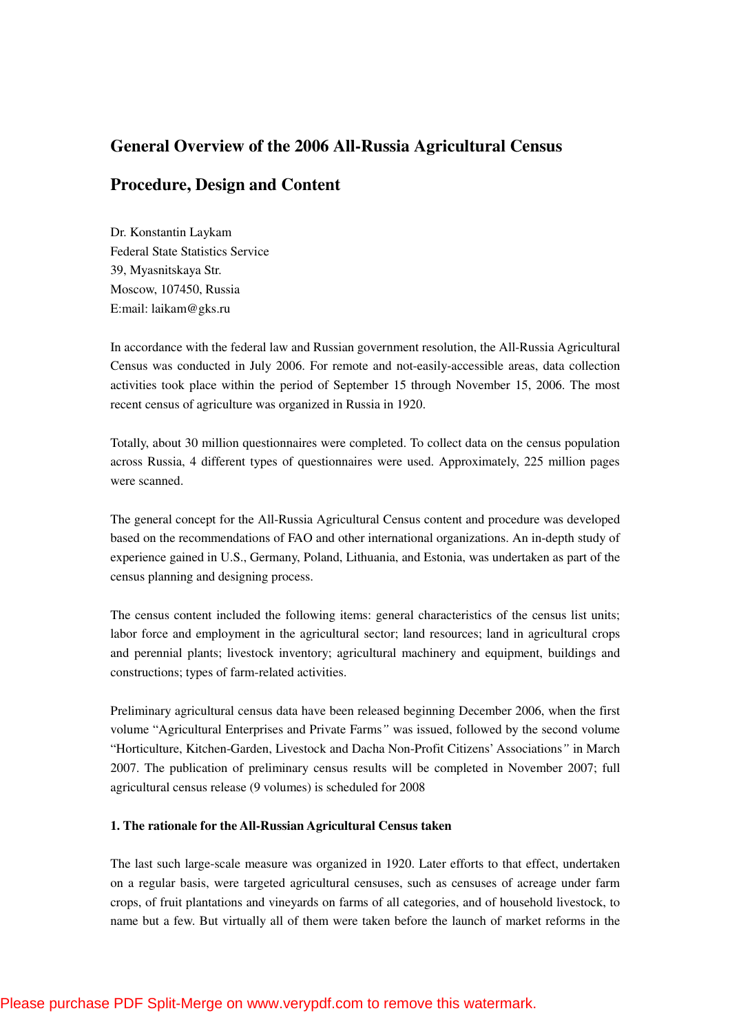# General Overview of the 2006 All-Russia Agricultural Census

## Procedure, Design and Content

Dr. Konstantin Laykam
Federal State Statistics Service
39, Myasnitskaya Str.
Moscow, 107450, Russia
E:mail: laikam@gks.ru

In accordance with the federal law and Russian government resolution, the All-Russia Agricultural Census was conducted in July 2006. For remote and not-easily-accessible areas, data collection activities took place within the period of September 15 through November 15, 2006. The most recent census of agriculture was organized in Russia in 1920.

Totally, about 30 million questionnaires were completed. To collect data on the census population across Russia, 4 different types of questionnaires were used. Approximately, 225 million pages were scanned.

The general concept for the All-Russia Agricultural Census content and procedure was developed based on the recommendations of FAO and other international organizations. An in-depth study of experience gained in U.S., Germany, Poland, Lithuania, and Estonia, was undertaken as part of the census planning and designing process.

The census content included the following items: general characteristics of the census list units; labor force and employment in the agricultural sector; land resources; land in agricultural crops and perennial plants; livestock inventory; agricultural machinery and equipment, buildings and constructions; types of farm-related activities.

Preliminary agricultural census data have been released beginning December 2006, when the first volume "Agricultural Enterprises and Private Farms" was issued, followed by the second volume "Horticulture, Kitchen-Garden, Livestock and Dacha Non-Profit Citizens' Associations" in March 2007. The publication of preliminary census results will be completed in November 2007; full agricultural census release (9 volumes) is scheduled for 2008

### 1. The rationale for the All-Russian Agricultural Census taken

The last such large-scale measure was organized in 1920. Later efforts to that effect, undertaken on a regular basis, were targeted agricultural censuses, such as censuses of acreage under farm crops, of fruit plantations and vineyards on farms of all categories, and of household livestock, to name but a few. But virtually all of them were taken before the launch of market reforms in the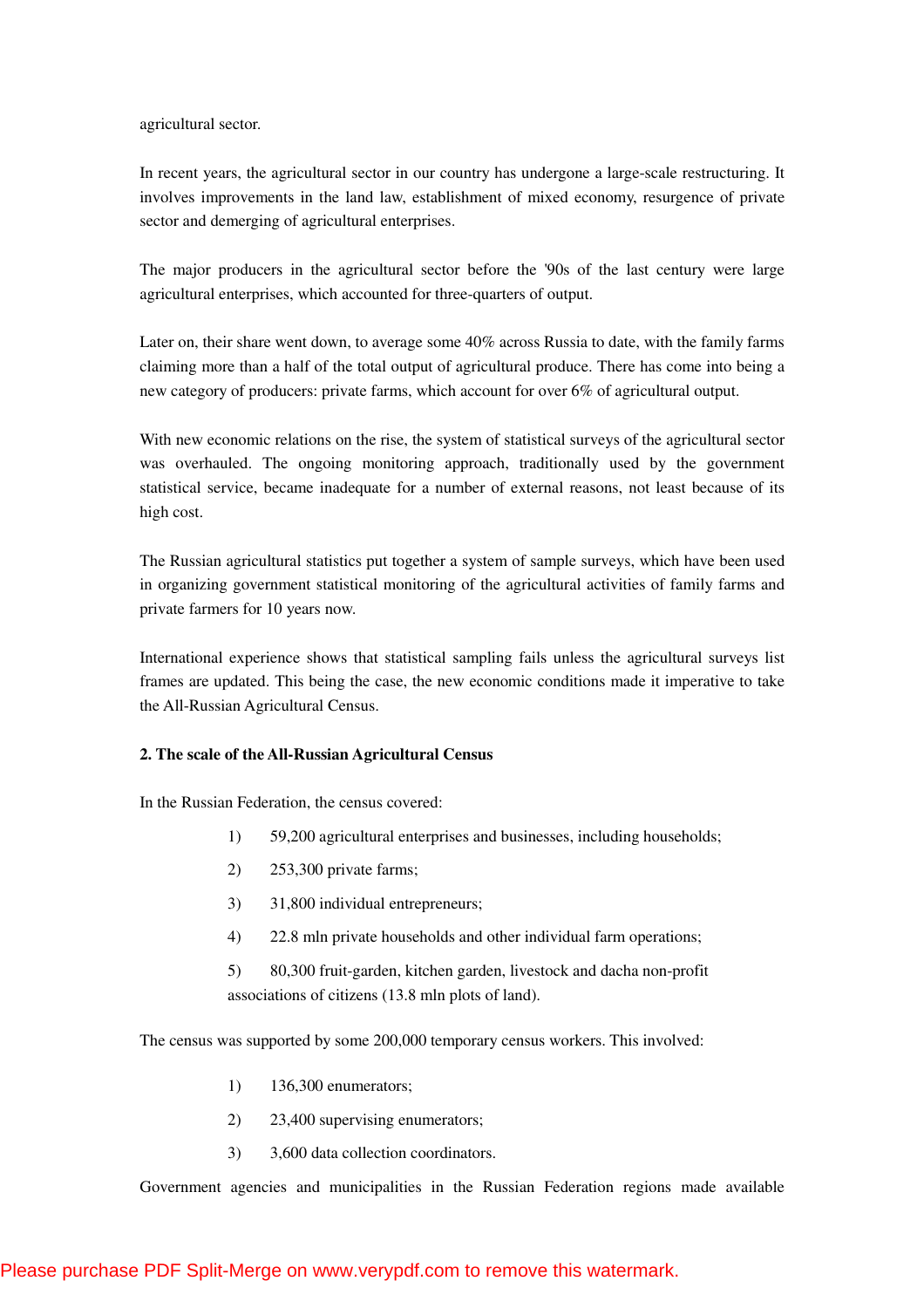agricultural sector.

In recent years, the agricultural sector in our country has undergone a large-scale restructuring. It involves improvements in the land law, establishment of mixed economy, resurgence of private sector and demerging of agricultural enterprises.

The major producers in the agricultural sector before the '90s of the last century were large agricultural enterprises, which accounted for three-quarters of output.

Later on, their share went down, to average some 40% across Russia to date, with the family farms claiming more than a half of the total output of agricultural produce. There has come into being a new category of producers: private farms, which account for over 6% of agricultural output.

With new economic relations on the rise, the system of statistical surveys of the agricultural sector was overhauled. The ongoing monitoring approach, traditionally used by the government statistical service, became inadequate for a number of external reasons, not least because of its high cost.

The Russian agricultural statistics put together a system of sample surveys, which have been used in organizing government statistical monitoring of the agricultural activities of family farms and private farmers for 10 years now.

International experience shows that statistical sampling fails unless the agricultural surveys list frames are updated. This being the case, the new economic conditions made it imperative to take the All-Russian Agricultural Census.

## 2. The scale of the All-Russian Agricultural Census

In the Russian Federation, the census covered:

1) 59,200 agricultural enterprises and businesses, including households;
2) 253,300 private farms;
3) 31,800 individual entrepreneurs;
4) 22.8 mln private households and other individual farm operations;
5) 80,300 fruit-garden, kitchen garden, livestock and dacha non-profit associations of citizens (13.8 mln plots of land).

The census was supported by some 200,000 temporary census workers. This involved:

1) 136,300 enumerators;
2) 23,400 supervising enumerators;
3) 3,600 data collection coordinators.

Government agencies and municipalities in the Russian Federation regions made available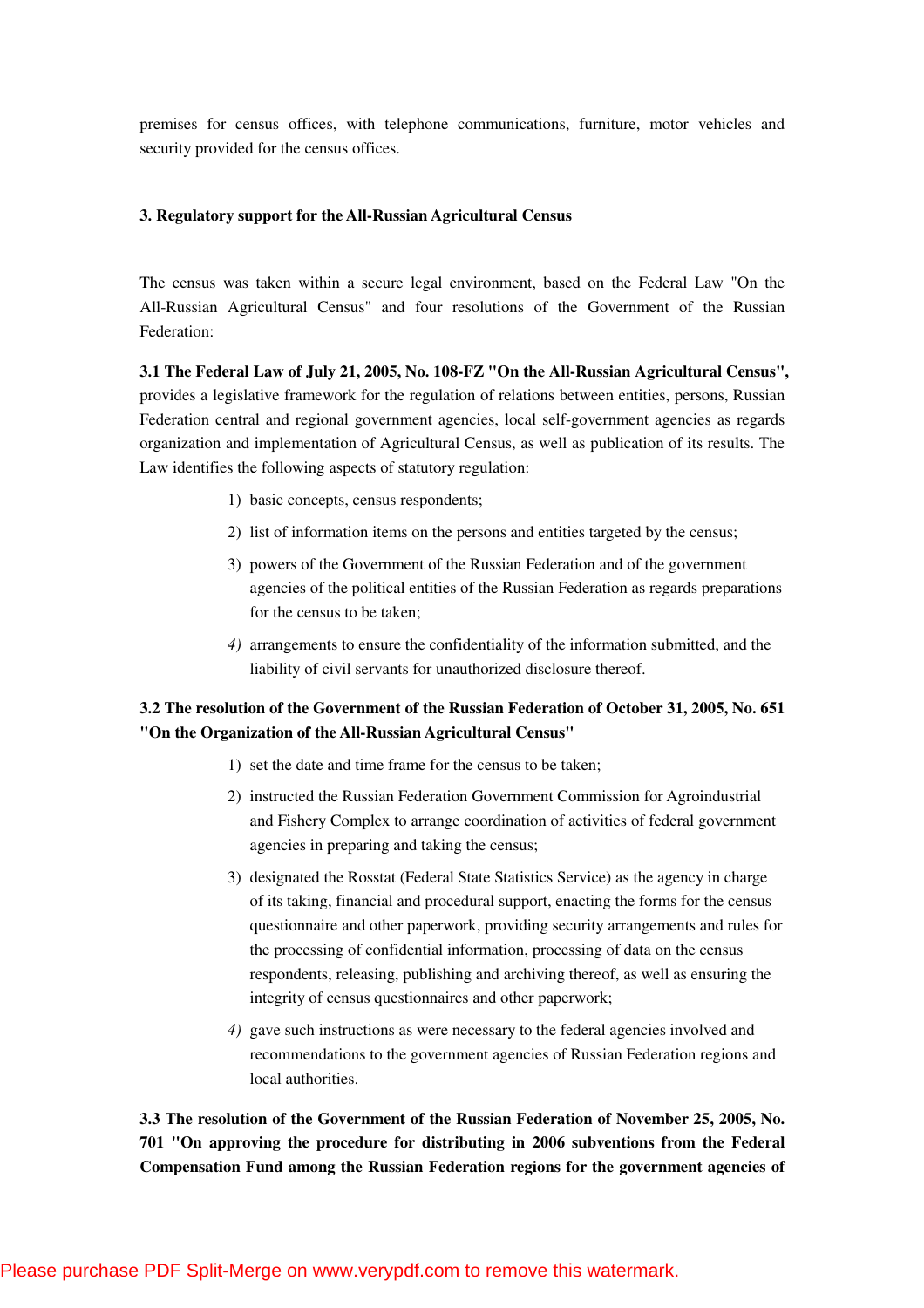premises for census offices, with telephone communications, furniture, motor vehicles and security provided for the census offices.

### 3. Regulatory support for the All-Russian Agricultural Census

The census was taken within a secure legal environment, based on the Federal Law "On the All-Russian Agricultural Census" and four resolutions of the Government of the Russian Federation:

**3.1 The Federal Law of July 21, 2005, No. 108-FZ "On the All-Russian Agricultural Census",** provides a legislative framework for the regulation of relations between entities, persons, Russian Federation central and regional government agencies, local self-government agencies as regards organization and implementation of Agricultural Census, as well as publication of its results. The Law identifies the following aspects of statutory regulation:

1) basic concepts, census respondents;
2) list of information items on the persons and entities targeted by the census;
3) powers of the Government of the Russian Federation and of the government agencies of the political entities of the Russian Federation as regards preparations for the census to be taken;
4) arrangements to ensure the confidentiality of the information submitted, and the liability of civil servants for unauthorized disclosure thereof.

**3.2 The resolution of the Government of the Russian Federation of October 31, 2005, No. 651 "On the Organization of the All-Russian Agricultural Census"**

1) set the date and time frame for the census to be taken;
2) instructed the Russian Federation Government Commission for Agroindustrial and Fishery Complex to arrange coordination of activities of federal government agencies in preparing and taking the census;
3) designated the Rosstat (Federal State Statistics Service) as the agency in charge of its taking, financial and procedural support, enacting the forms for the census questionnaire and other paperwork, providing security arrangements and rules for the processing of confidential information, processing of data on the census respondents, releasing, publishing and archiving thereof, as well as ensuring the integrity of census questionnaires and other paperwork;
4) gave such instructions as were necessary to the federal agencies involved and recommendations to the government agencies of Russian Federation regions and local authorities.

**3.3 The resolution of the Government of the Russian Federation of November 25, 2005, No. 701 "On approving the procedure for distributing in 2006 subventions from the Federal Compensation Fund among the Russian Federation regions for the government agencies of**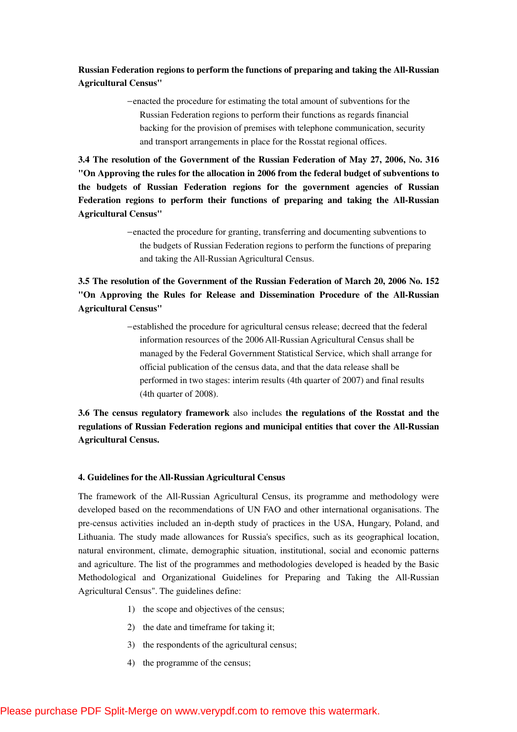**Russian Federation regions to perform the functions of preparing and taking the All-Russian Agricultural Census"**

–enacted the procedure for estimating the total amount of subventions for the Russian Federation regions to perform their functions as regards financial backing for the provision of premises with telephone communication, security and transport arrangements in place for the Rosstat regional offices.

**3.4 The resolution of the Government of the Russian Federation of May 27, 2006, No. 316 "On Approving the rules for the allocation in 2006 from the federal budget of subventions to the budgets of Russian Federation regions for the government agencies of Russian Federation regions to perform their functions of preparing and taking the All-Russian Agricultural Census"**

–enacted the procedure for granting, transferring and documenting subventions to the budgets of Russian Federation regions to perform the functions of preparing and taking the All-Russian Agricultural Census.

**3.5 The resolution of the Government of the Russian Federation of March 20, 2006 No. 152 "On Approving the Rules for Release and Dissemination Procedure of the All-Russian Agricultural Census"**

–established the procedure for agricultural census release; decreed that the federal information resources of the 2006 All-Russian Agricultural Census shall be managed by the Federal Government Statistical Service, which shall arrange for official publication of the census data, and that the data release shall be performed in two stages: interim results (4th quarter of 2007) and final results (4th quarter of 2008).

**3.6 The census regulatory framework** also includes **the regulations of the Rosstat and the regulations of Russian Federation regions and municipal entities that cover the All-Russian Agricultural Census.**

#### 4. Guidelines for the All-Russian Agricultural Census

The framework of the All-Russian Agricultural Census, its programme and methodology were developed based on the recommendations of UN FAO and other international organisations. The pre-census activities included an in-depth study of practices in the USA, Hungary, Poland, and Lithuania. The study made allowances for Russia's specifics, such as its geographical location, natural environment, climate, demographic situation, institutional, social and economic patterns and agriculture. The list of the programmes and methodologies developed is headed by the Basic Methodological and Organizational Guidelines for Preparing and Taking the All-Russian Agricultural Census". The guidelines define:

1) the scope and objectives of the census;
2) the date and timeframe for taking it;
3) the respondents of the agricultural census;
4) the programme of the census;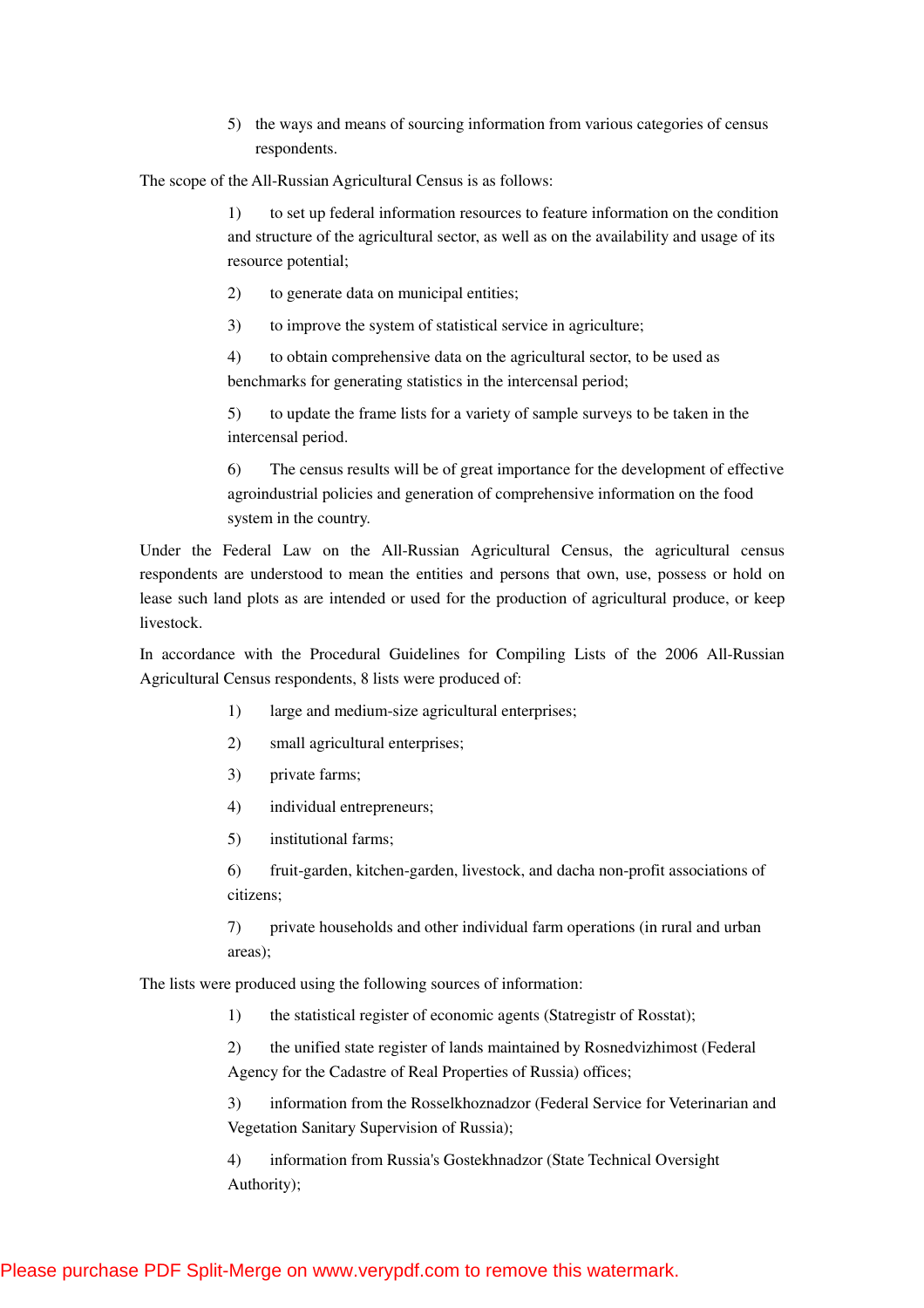5) the ways and means of sourcing information from various categories of census respondents.

The scope of the All-Russian Agricultural Census is as follows:

1) to set up federal information resources to feature information on the condition and structure of the agricultural sector, as well as on the availability and usage of its resource potential;

2) to generate data on municipal entities;

3) to improve the system of statistical service in agriculture;

4) to obtain comprehensive data on the agricultural sector, to be used as benchmarks for generating statistics in the intercensal period;

5) to update the frame lists for a variety of sample surveys to be taken in the intercensal period.

6) The census results will be of great importance for the development of effective agroindustrial policies and generation of comprehensive information on the food system in the country.

Under the Federal Law on the All-Russian Agricultural Census, the agricultural census respondents are understood to mean the entities and persons that own, use, possess or hold on lease such land plots as are intended or used for the production of agricultural produce, or keep livestock.

In accordance with the Procedural Guidelines for Compiling Lists of the 2006 All-Russian Agricultural Census respondents, 8 lists were produced of:

1) large and medium-size agricultural enterprises;

2) small agricultural enterprises;

3) private farms;

4) individual entrepreneurs;

5) institutional farms;

6) fruit-garden, kitchen-garden, livestock, and dacha non-profit associations of citizens;

7) private households and other individual farm operations (in rural and urban areas);

The lists were produced using the following sources of information:

1) the statistical register of economic agents (Statregistr of Rosstat);

2) the unified state register of lands maintained by Rosnedvizhimost (Federal Agency for the Cadastre of Real Properties of Russia) offices;

3) information from the Rosselkhoznadzor (Federal Service for Veterinarian and Vegetation Sanitary Supervision of Russia);

4) information from Russia's Gostekhnadzor (State Technical Oversight Authority);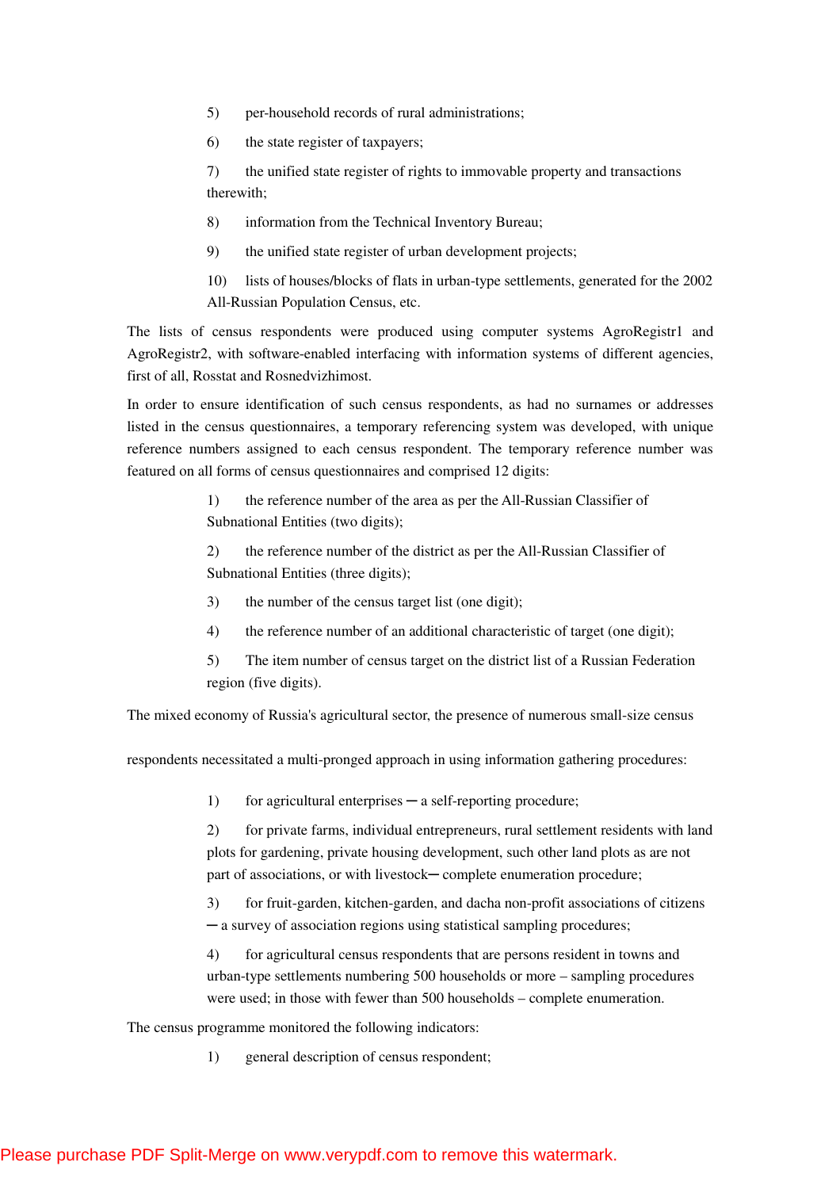5) per-household records of rural administrations;

6) the state register of taxpayers;

7) the unified state register of rights to immovable property and transactions therewith;

8) information from the Technical Inventory Bureau;

9) the unified state register of urban development projects;

10) lists of houses/blocks of flats in urban-type settlements, generated for the 2002 All-Russian Population Census, etc.

The lists of census respondents were produced using computer systems AgroRegistr1 and AgroRegistr2, with software-enabled interfacing with information systems of different agencies, first of all, Rosstat and Rosnedvizhimost.

In order to ensure identification of such census respondents, as had no surnames or addresses listed in the census questionnaires, a temporary referencing system was developed, with unique reference numbers assigned to each census respondent. The temporary reference number was featured on all forms of census questionnaires and comprised 12 digits:

1) the reference number of the area as per the All-Russian Classifier of Subnational Entities (two digits);

2) the reference number of the district as per the All-Russian Classifier of Subnational Entities (three digits);

3) the number of the census target list (one digit);

4) the reference number of an additional characteristic of target (one digit);

5) The item number of census target on the district list of a Russian Federation region (five digits).

The mixed economy of Russia's agricultural sector, the presence of numerous small-size census respondents necessitated a multi-pronged approach in using information gathering procedures:

1) for agricultural enterprises ─ a self-reporting procedure;

2) for private farms, individual entrepreneurs, rural settlement residents with land plots for gardening, private housing development, such other land plots as are not part of associations, or with livestock─ complete enumeration procedure;

3) for fruit-garden, kitchen-garden, and dacha non-profit associations of citizens ─ a survey of association regions using statistical sampling procedures;

4) for agricultural census respondents that are persons resident in towns and urban-type settlements numbering 500 households or more – sampling procedures were used; in those with fewer than 500 households – complete enumeration.

The census programme monitored the following indicators:

1) general description of census respondent;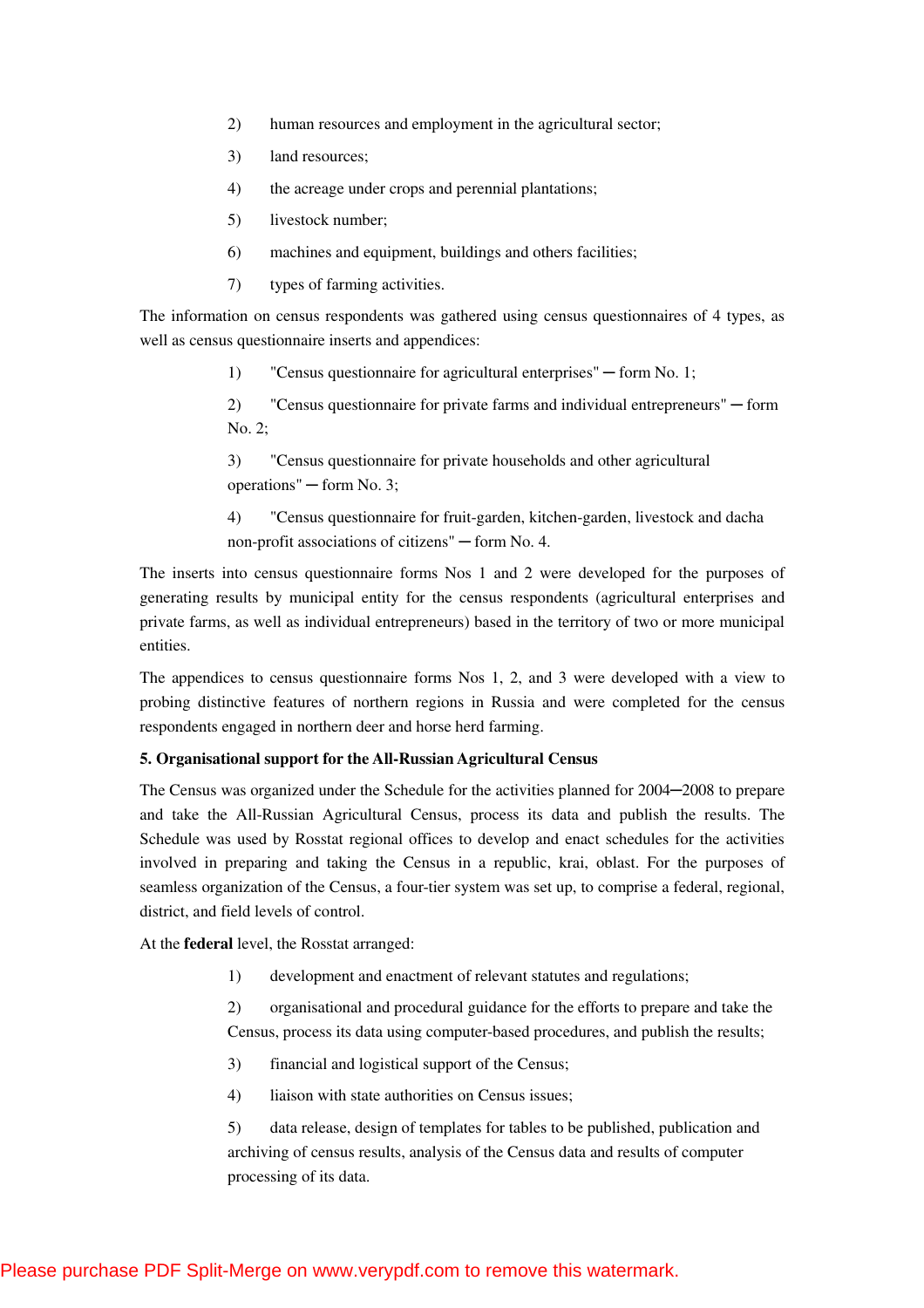2) human resources and employment in the agricultural sector;

3) land resources;

4) the acreage under crops and perennial plantations;

5) livestock number;

6) machines and equipment, buildings and others facilities;

7) types of farming activities.

The information on census respondents was gathered using census questionnaires of 4 types, as well as census questionnaire inserts and appendices:

1) "Census questionnaire for agricultural enterprises" ─ form No. 1;

2) "Census questionnaire for private farms and individual entrepreneurs" ─ form No. 2;

3) "Census questionnaire for private households and other agricultural operations" ─ form No. 3;

4) "Census questionnaire for fruit-garden, kitchen-garden, livestock and dacha non-profit associations of citizens" ─ form No. 4.

The inserts into census questionnaire forms Nos 1 and 2 were developed for the purposes of generating results by municipal entity for the census respondents (agricultural enterprises and private farms, as well as individual entrepreneurs) based in the territory of two or more municipal entities.

The appendices to census questionnaire forms Nos 1, 2, and 3 were developed with a view to probing distinctive features of northern regions in Russia and were completed for the census respondents engaged in northern deer and horse herd farming.

### 5. Organisational support for the All-Russian Agricultural Census

The Census was organized under the Schedule for the activities planned for 2004─2008 to prepare and take the All-Russian Agricultural Census, process its data and publish the results. The Schedule was used by Rosstat regional offices to develop and enact schedules for the activities involved in preparing and taking the Census in a republic, krai, oblast. For the purposes of seamless organization of the Census, a four-tier system was set up, to comprise a federal, regional, district, and field levels of control.

At the **federal** level, the Rosstat arranged:

1) development and enactment of relevant statutes and regulations;

2) organisational and procedural guidance for the efforts to prepare and take the Census, process its data using computer-based procedures, and publish the results;

3) financial and logistical support of the Census;

4) liaison with state authorities on Census issues;

5) data release, design of templates for tables to be published, publication and archiving of census results, analysis of the Census data and results of computer processing of its data.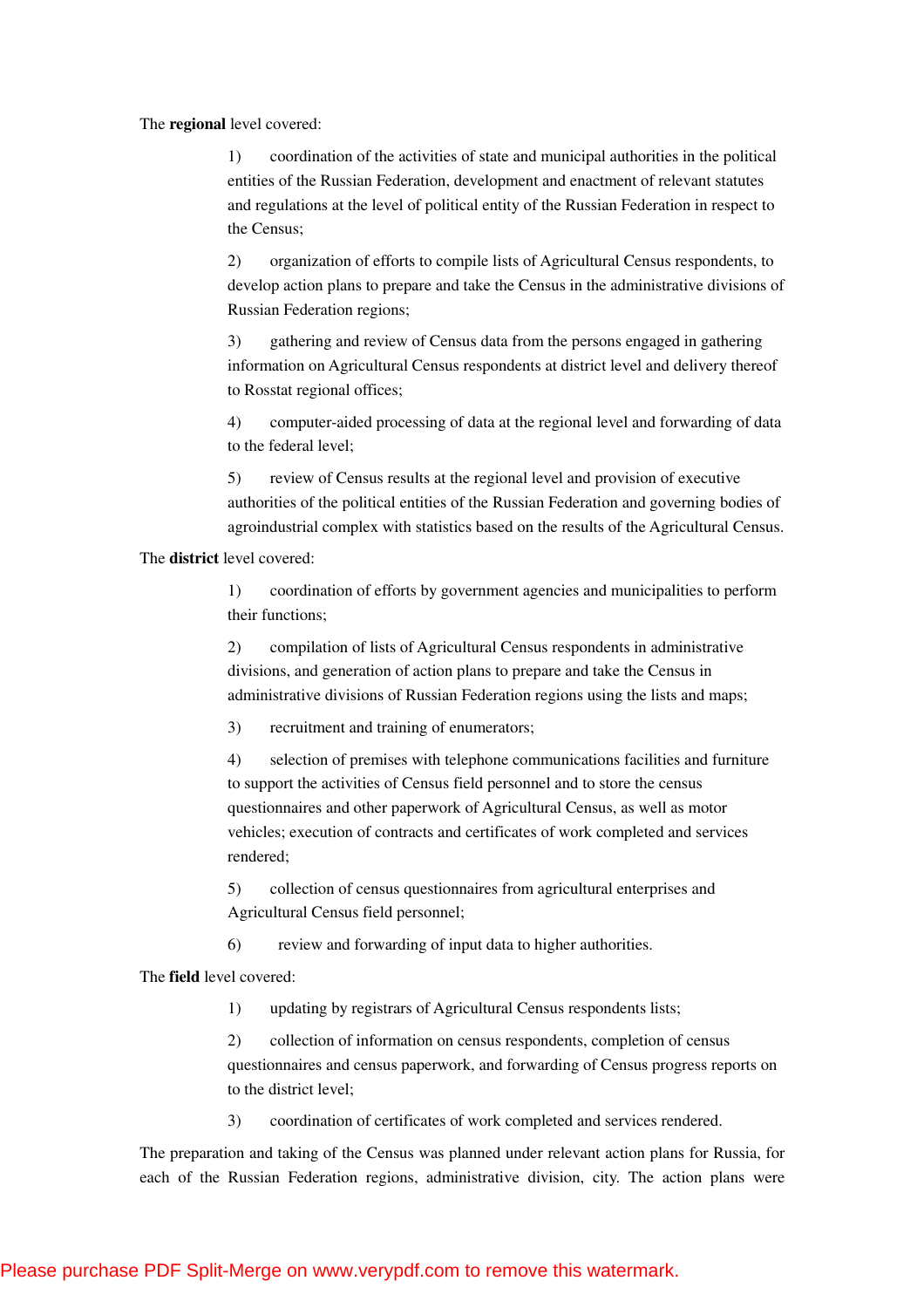The **regional** level covered:

1) coordination of the activities of state and municipal authorities in the political entities of the Russian Federation, development and enactment of relevant statutes and regulations at the level of political entity of the Russian Federation in respect to the Census;

2) organization of efforts to compile lists of Agricultural Census respondents, to develop action plans to prepare and take the Census in the administrative divisions of Russian Federation regions;

3) gathering and review of Census data from the persons engaged in gathering information on Agricultural Census respondents at district level and delivery thereof to Rosstat regional offices;

4) computer-aided processing of data at the regional level and forwarding of data to the federal level;

5) review of Census results at the regional level and provision of executive authorities of the political entities of the Russian Federation and governing bodies of agroindustrial complex with statistics based on the results of the Agricultural Census.

The **district** level covered:

1) coordination of efforts by government agencies and municipalities to perform their functions;

2) compilation of lists of Agricultural Census respondents in administrative divisions, and generation of action plans to prepare and take the Census in administrative divisions of Russian Federation regions using the lists and maps;

3) recruitment and training of enumerators;

4) selection of premises with telephone communications facilities and furniture to support the activities of Census field personnel and to store the census questionnaires and other paperwork of Agricultural Census, as well as motor vehicles; execution of contracts and certificates of work completed and services rendered;

5) collection of census questionnaires from agricultural enterprises and Agricultural Census field personnel;

6) review and forwarding of input data to higher authorities.

The **field** level covered:

1) updating by registrars of Agricultural Census respondents lists;

2) collection of information on census respondents, completion of census questionnaires and census paperwork, and forwarding of Census progress reports on to the district level;

3) coordination of certificates of work completed and services rendered.

The preparation and taking of the Census was planned under relevant action plans for Russia, for each of the Russian Federation regions, administrative division, city. The action plans were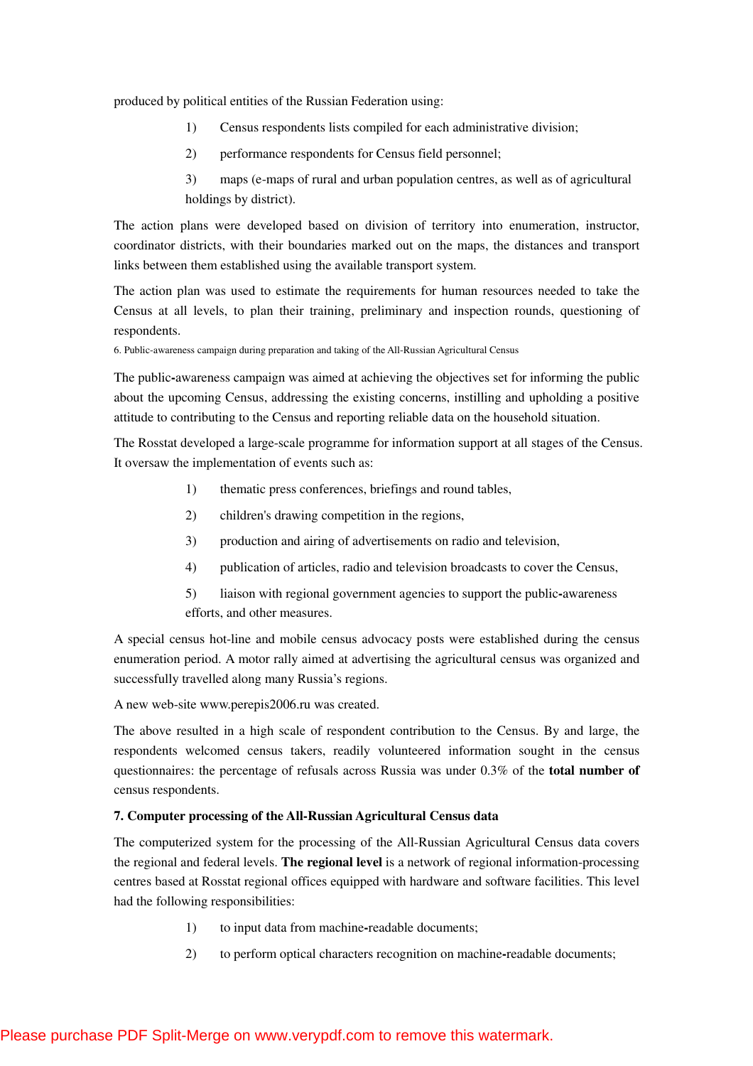produced by political entities of the Russian Federation using:

1) Census respondents lists compiled for each administrative division;

2) performance respondents for Census field personnel;

3) maps (e-maps of rural and urban population centres, as well as of agricultural holdings by district).

The action plans were developed based on division of territory into enumeration, instructor, coordinator districts, with their boundaries marked out on the maps, the distances and transport links between them established using the available transport system.

The action plan was used to estimate the requirements for human resources needed to take the Census at all levels, to plan their training, preliminary and inspection rounds, questioning of respondents.

6. Public-awareness campaign during preparation and taking of the All-Russian Agricultural Census

The public-awareness campaign was aimed at achieving the objectives set for informing the public about the upcoming Census, addressing the existing concerns, instilling and upholding a positive attitude to contributing to the Census and reporting reliable data on the household situation.

The Rosstat developed a large-scale programme for information support at all stages of the Census. It oversaw the implementation of events such as:

1) thematic press conferences, briefings and round tables,

2) children's drawing competition in the regions,

3) production and airing of advertisements on radio and television,

4) publication of articles, radio and television broadcasts to cover the Census,

5) liaison with regional government agencies to support the public-awareness efforts, and other measures.

A special census hot-line and mobile census advocacy posts were established during the census enumeration period. A motor rally aimed at advertising the agricultural census was organized and successfully travelled along many Russia's regions.

A new web-site www.perepis2006.ru was created.

The above resulted in a high scale of respondent contribution to the Census. By and large, the respondents welcomed census takers, readily volunteered information sought in the census questionnaires: the percentage of refusals across Russia was under 0.3% of the **total number of** census respondents.

## 7. Computer processing of the All-Russian Agricultural Census data

The computerized system for the processing of the All-Russian Agricultural Census data covers the regional and federal levels. **The regional level** is a network of regional information-processing centres based at Rosstat regional offices equipped with hardware and software facilities. This level had the following responsibilities:

1) to input data from machine-readable documents;

2) to perform optical characters recognition on machine-readable documents;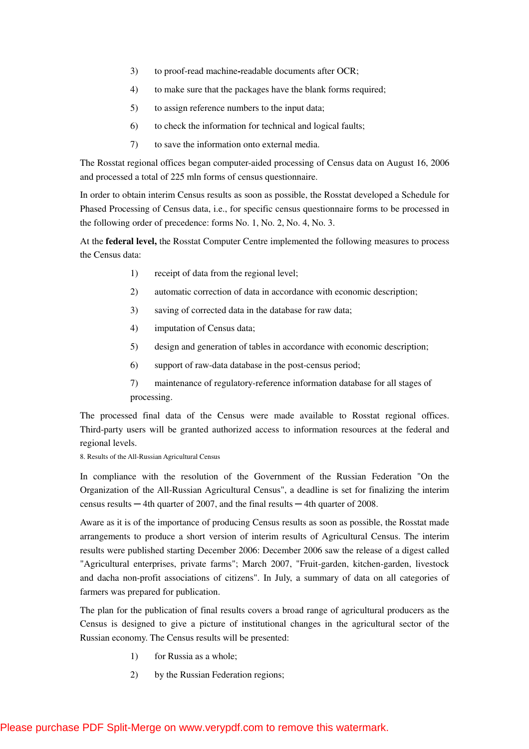3) to proof-read machine-readable documents after OCR;

4) to make sure that the packages have the blank forms required;

5) to assign reference numbers to the input data;

6) to check the information for technical and logical faults;

7) to save the information onto external media.

The Rosstat regional offices began computer-aided processing of Census data on August 16, 2006 and processed a total of 225 mln forms of census questionnaire.

In order to obtain interim Census results as soon as possible, the Rosstat developed a Schedule for Phased Processing of Census data, i.e., for specific census questionnaire forms to be processed in the following order of precedence: forms No. 1, No. 2, No. 4, No. 3.

At the **federal level,** the Rosstat Computer Centre implemented the following measures to process the Census data:

1) receipt of data from the regional level;

2) automatic correction of data in accordance with economic description;

3) saving of corrected data in the database for raw data;

4) imputation of Census data;

5) design and generation of tables in accordance with economic description;

6) support of raw-data database in the post-census period;

7) maintenance of regulatory-reference information database for all stages of processing.

The processed final data of the Census were made available to Rosstat regional offices. Third-party users will be granted authorized access to information resources at the federal and regional levels.

## 8. Results of the All-Russian Agricultural Census

In compliance with the resolution of the Government of the Russian Federation "On the Organization of the All-Russian Agricultural Census", a deadline is set for finalizing the interim census results ─ 4th quarter of 2007, and the final results ─ 4th quarter of 2008.

Aware as it is of the importance of producing Census results as soon as possible, the Rosstat made arrangements to produce a short version of interim results of Agricultural Census. The interim results were published starting December 2006: December 2006 saw the release of a digest called "Agricultural enterprises, private farms"; March 2007, "Fruit-garden, kitchen-garden, livestock and dacha non-profit associations of citizens". In July, a summary of data on all categories of farmers was prepared for publication.

The plan for the publication of final results covers a broad range of agricultural producers as the Census is designed to give a picture of institutional changes in the agricultural sector of the Russian economy. The Census results will be presented:

1) for Russia as a whole;

2) by the Russian Federation regions;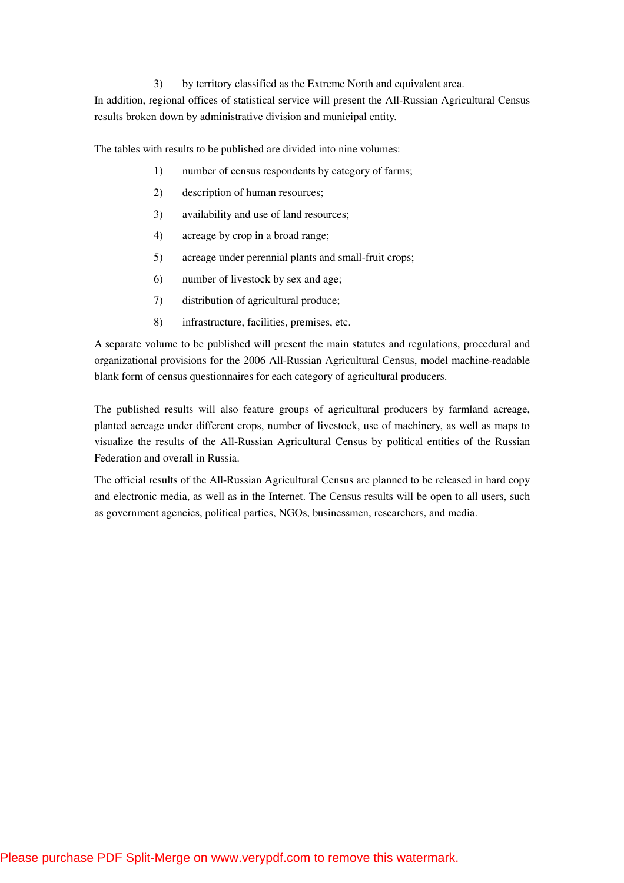3) by territory classified as the Extreme North and equivalent area.

In addition, regional offices of statistical service will present the All-Russian Agricultural Census results broken down by administrative division and municipal entity.

The tables with results to be published are divided into nine volumes:

1) number of census respondents by category of farms;
2) description of human resources;
3) availability and use of land resources;
4) acreage by crop in a broad range;
5) acreage under perennial plants and small-fruit crops;
6) number of livestock by sex and age;
7) distribution of agricultural produce;
8) infrastructure, facilities, premises, etc.

A separate volume to be published will present the main statutes and regulations, procedural and organizational provisions for the 2006 All-Russian Agricultural Census, model machine-readable blank form of census questionnaires for each category of agricultural producers.

The published results will also feature groups of agricultural producers by farmland acreage, planted acreage under different crops, number of livestock, use of machinery, as well as maps to visualize the results of the All-Russian Agricultural Census by political entities of the Russian Federation and overall in Russia.

The official results of the All-Russian Agricultural Census are planned to be released in hard copy and electronic media, as well as in the Internet. The Census results will be open to all users, such as government agencies, political parties, NGOs, businessmen, researchers, and media.